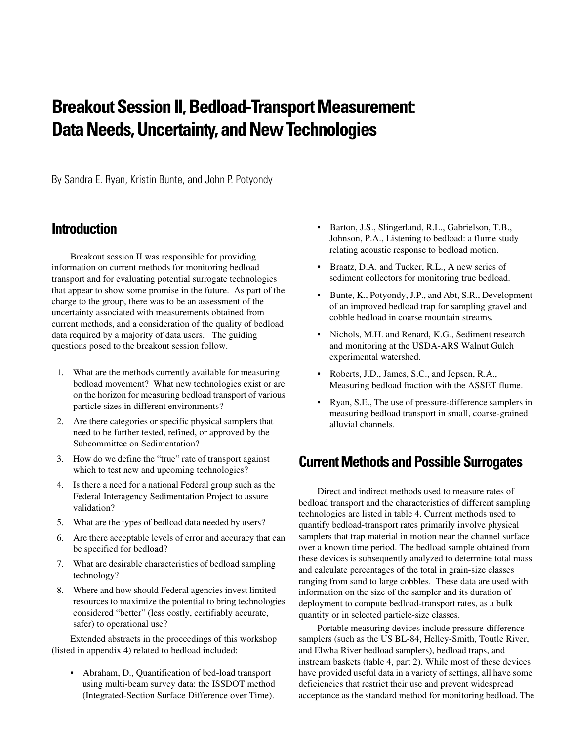# Breakout Session II, Bedload-Transport Measurement: Data Needs, Uncertainty, and New Technologies

By Sandra E. Ryan, Kristin Bunte, and John P. Potyondy

## Introduction

Breakout session II was responsible for providing information on current methods for monitoring bedload transport and for evaluating potential surrogate technologies that appear to show some promise in the future. As part of the charge to the group, there was to be an assessment of the uncertainty associated with measurements obtained from current methods, and a consideration of the quality of bedload data required by a majority of data users. The guiding questions posed to the breakout session follow.

1. What are the methods currently available for measuring bedload movement? What new technologies exist or are on the horizon for measuring bedload transport of various particle sizes in different environments?
2. Are there categories or specific physical samplers that need to be further tested, refined, or approved by the Subcommittee on Sedimentation?
3. How do we define the "true" rate of transport against which to test new and upcoming technologies?
4. Is there a need for a national Federal group such as the Federal Interagency Sedimentation Project to assure validation?
5. What are the types of bedload data needed by users?
6. Are there acceptable levels of error and accuracy that can be specified for bedload?
7. What are desirable characteristics of bedload sampling technology?
8. Where and how should Federal agencies invest limited resources to maximize the potential to bring technologies considered "better" (less costly, certifiably accurate, safer) to operational use?

Extended abstracts in the proceedings of this workshop (listed in appendix 4) related to bedload included:

- Abraham, D., Quantification of bed-load transport using multi-beam survey data: the ISSDOT method (Integrated-Section Surface Difference over Time).
- Barton, J.S., Slingerland, R.L., Gabrielson, T.B., Johnson, P.A., Listening to bedload: a flume study relating acoustic response to bedload motion.
- Braatz, D.A. and Tucker, R.L., A new series of sediment collectors for monitoring true bedload.
- Bunte, K., Potyondy, J.P., and Abt, S.R., Development of an improved bedload trap for sampling gravel and cobble bedload in coarse mountain streams.
- Nichols, M.H. and Renard, K.G., Sediment research and monitoring at the USDA-ARS Walnut Gulch experimental watershed.
- Roberts, J.D., James, S.C., and Jepsen, R.A., Measuring bedload fraction with the ASSET flume.
- Ryan, S.E., The use of pressure-difference samplers in measuring bedload transport in small, coarse-grained alluvial channels.

## Current Methods and Possible Surrogates

Direct and indirect methods used to measure rates of bedload transport and the characteristics of different sampling technologies are listed in table 4. Current methods used to quantify bedload-transport rates primarily involve physical samplers that trap material in motion near the channel surface over a known time period. The bedload sample obtained from these devices is subsequently analyzed to determine total mass and calculate percentages of the total in grain-size classes ranging from sand to large cobbles. These data are used with information on the size of the sampler and its duration of deployment to compute bedload-transport rates, as a bulk quantity or in selected particle-size classes.

Portable measuring devices include pressure-difference samplers (such as the US BL-84, Helley-Smith, Toutle River, and Elwha River bedload samplers), bedload traps, and instream baskets (table 4, part 2). While most of these devices have provided useful data in a variety of settings, all have some deficiencies that restrict their use and prevent widespread acceptance as the standard method for monitoring bedload. The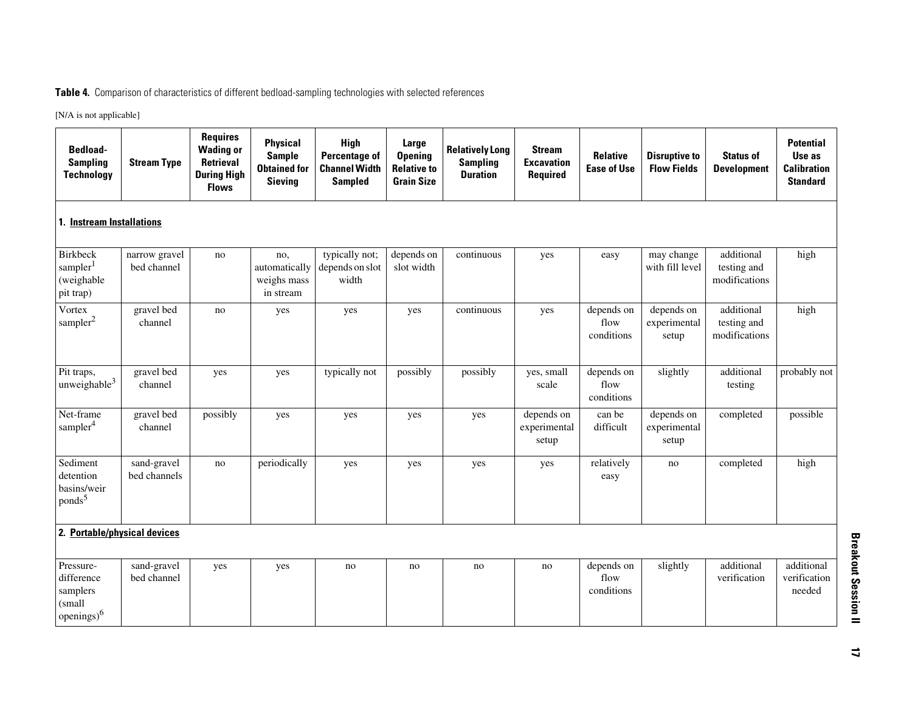**Table 4.** Comparison of characteristics of different bedload-sampling technologies with selected references

[N/A is not applicable]

| Bedload-Sampling Technology | Stream Type | Requires Wading or Retrieval During High Flows | Physical Sample Obtained for Sieving | High Percentage of Channel Width Sampled | Large Opening Relative to Grain Size | Relatively Long Sampling Duration | Stream Excavation Required | Relative Ease of Use | Disruptive to Flow Fields | Status of Development | Potential Use as Calibration Standard |
|---|---|---|---|---|---|---|---|---|---|---|---|
| **1. Instream Installations** | | | | | | | | | | | |
| Birkbeck sampler[1] (weighable pit trap) | narrow gravel bed channel | no | no, automatically weighs mass in stream | typically not; depends on slot width | depends on slot width | continuous | yes | easy | may change with fill level | additional testing and modifications | high |
| Vortex sampler[2] | gravel bed channel | no | yes | yes | yes | continuous | yes | depends on flow conditions | depends on experimental setup | additional testing and modifications | high |
| Pit traps, unweighable[3] | gravel bed channel | yes | yes | typically not | possibly | possibly | yes, small scale | depends on flow conditions | slightly | additional testing | probably not |
| Net-frame sampler[4] | gravel bed channel | possibly | yes | yes | yes | yes | depends on experimental setup | can be difficult | depends on experimental setup | completed | possible |
| Sediment detention basins/weir ponds[5] | sand-gravel bed channels | no | periodically | yes | yes | yes | yes | relatively easy | no | completed | high |
| **2. Portable/physical devices** | | | | | | | | | | | |
| Pressure-difference samplers (small openings)[6] | sand-gravel bed channel | yes | yes | no | no | no | no | depends on flow conditions | slightly | additional verification | additional verification needed |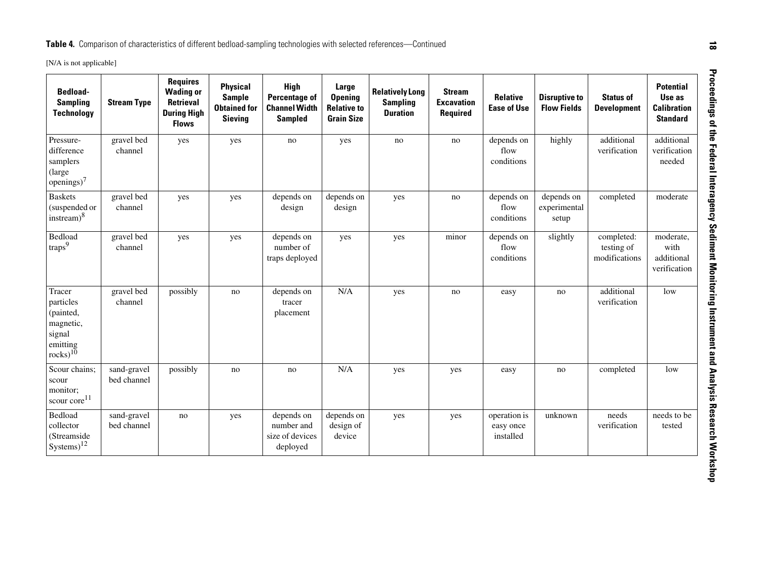**Table 4.** Comparison of characteristics of different bedload-sampling technologies with selected references—Continued

[N/A is not applicable]

| Bedload-Sampling Technology | Stream Type | Requires Wading or Retrieval During High Flows | Physical Sample Obtained for Sieving | High Percentage of Channel Width Sampled | Large Opening Relative to Grain Size | Relatively Long Sampling Duration | Stream Excavation Required | Relative Ease of Use | Disruptive to Flow Fields | Status of Development | Potential Use as Calibration Standard |
|---|---|---|---|---|---|---|---|---|---|---|---|
| Pressure-difference samplers (large openings)[7] | gravel bed channel | yes | yes | no | yes | no | no | depends on flow conditions | highly | additional verification | additional verification needed |
| Baskets (suspended or instream)[8] | gravel bed channel | yes | yes | depends on design | depends on design | yes | no | depends on flow conditions | depends on experimental setup | completed | moderate |
| Bedload traps[9] | gravel bed channel | yes | yes | depends on number of traps deployed | yes | yes | minor | depends on flow conditions | slightly | completed: testing of modifications | moderate, with additional verification |
| Tracer particles (painted, magnetic, signal emitting rocks)[10] | gravel bed channel | possibly | no | depends on tracer placement | N/A | yes | no | easy | no | additional verification | low |
| Scour chains; scour monitor; scour core[11] | sand-gravel bed channel | possibly | no | no | N/A | yes | yes | easy | no | completed | low |
| Bedload collector (Streamside Systems)[12] | sand-gravel bed channel | no | yes | depends on number and size of devices deployed | depends on design of device | yes | yes | operation is easy once installed | unknown | needs verification | needs to be tested |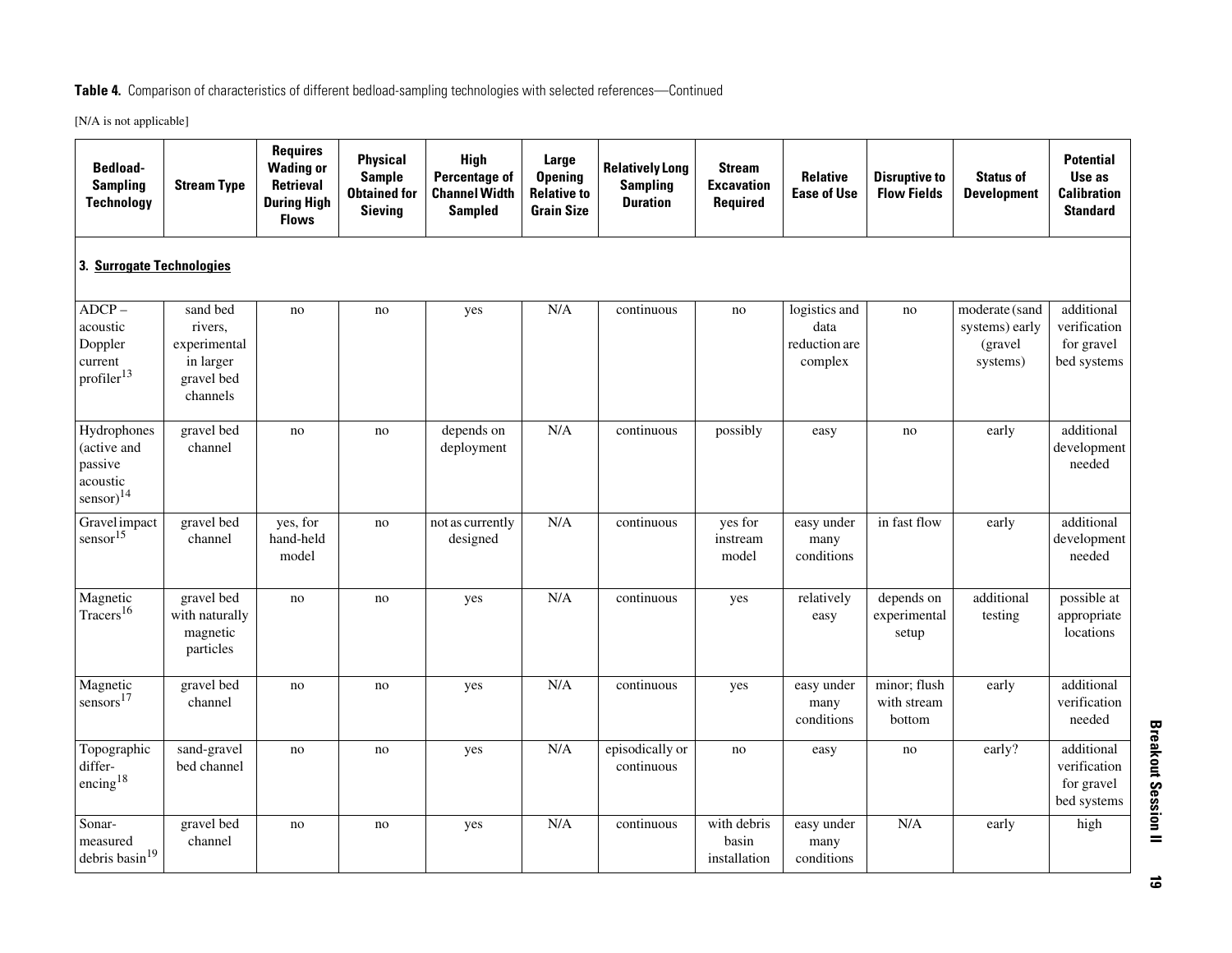**Table 4.** Comparison of characteristics of different bedload-sampling technologies with selected references—Continued

[N/A is not applicable]

| Bedload-Sampling Technology | Stream Type | Requires Wading or Retrieval During High Flows | Physical Sample Obtained for Sieving | High Percentage of Channel Width Sampled | Large Opening Relative to Grain Size | Relatively Long Sampling Duration | Stream Excavation Required | Relative Ease of Use | Disruptive to Flow Fields | Status of Development | Potential Use as Calibration Standard |
|---|---|---|---|---|---|---|---|---|---|---|---|
| **3. Surrogate Technologies** | | | | | | | | | | | |
| ADCP – acoustic Doppler current profiler[13] | sand bed rivers, experimental in larger gravel bed channels | no | no | yes | N/A | continuous | no | logistics and data reduction are complex | no | moderate (sand systems) early (gravel systems) | additional verification for gravel bed systems |
| Hydrophones (active and passive acoustic sensor)[14] | gravel bed channel | no | no | depends on deployment | N/A | continuous | possibly | easy | no | early | additional development needed |
| Gravel impact sensor[15] | gravel bed channel | yes, for hand-held model | no | not as currently designed | N/A | continuous | yes for instream model | easy under many conditions | in fast flow | early | additional development needed |
| Magnetic Tracers[16] | gravel bed with naturally magnetic particles | no | no | yes | N/A | continuous | yes | relatively easy | depends on experimental setup | additional testing | possible at appropriate locations |
| Magnetic sensors[17] | gravel bed channel | no | no | yes | N/A | continuous | yes | easy under many conditions | minor; flush with stream bottom | early | additional verification needed |
| Topographic differ-encing[18] | sand-gravel bed channel | no | no | yes | N/A | episodically or continuous | no | easy | no | early? | additional verification for gravel bed systems |
| Sonar-measured debris basin[19] | gravel bed channel | no | no | yes | N/A | continuous | with debris basin installation | easy under many conditions | N/A | early | high |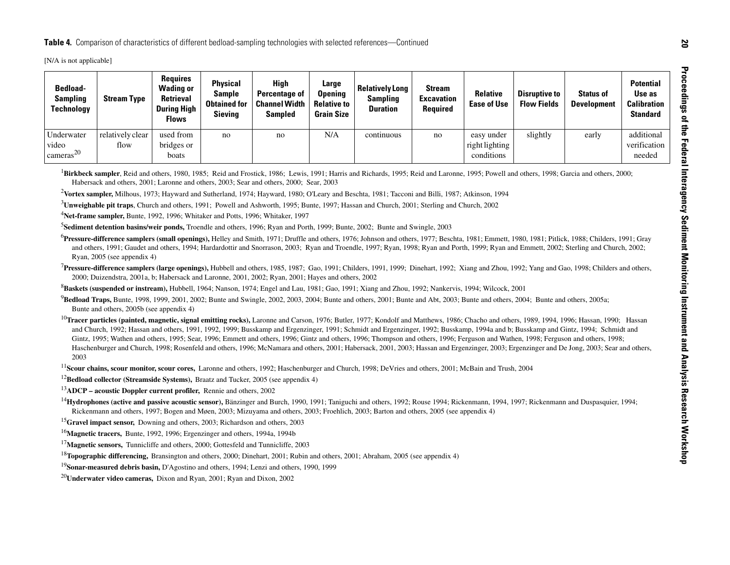**Table 4.** Comparison of characteristics of different bedload-sampling technologies with selected references—Continued

[N/A is not applicable]

| Bedload-Sampling Technology | Stream Type | Requires Wading or Retrieval During High Flows | Physical Sample Obtained for Sieving | High Percentage of Channel Width Sampled | Large Opening Relative to Grain Size | Relatively Long Sampling Duration | Stream Excavation Required | Relative Ease of Use | Disruptive to Flow Fields | Status of Development | Potential Use as Calibration Standard |
|---|---|---|---|---|---|---|---|---|---|---|---|
| Underwater video cameras[20] | relatively clear flow | used from bridges or boats | no | no | N/A | continuous | no | easy under right lighting conditions | slightly | early | additional verification needed |

[1]**Birkbeck sampler**, Reid and others, 1980, 1985; Reid and Frostick, 1986; Lewis, 1991; Harris and Richards, 1995; Reid and Laronne, 1995; Powell and others, 1998; Garcia and others, 2000; Habersack and others, 2001; Laronne and others, 2003; Sear and others, 2000; Sear, 2003

[2]**Vortex sampler,** Milhous, 1973; Hayward and Sutherland, 1974; Hayward, 1980; O'Leary and Beschta, 1981; Tacconi and Billi, 1987; Atkinson, 1994

[3]**Unweighable pit traps**, Church and others, 1991; Powell and Ashworth, 1995; Bunte, 1997; Hassan and Church, 2001; Sterling and Church, 2002

[4]**Net-frame sampler,** Bunte, 1992, 1996; Whitaker and Potts, 1996; Whitaker, 1997

[5]**Sediment detention basins/weir ponds,** Troendle and others, 1996; Ryan and Porth, 1999; Bunte, 2002; Bunte and Swingle, 2003

[6]**Pressure-difference samplers (small openings),** Helley and Smith, 1971; Druffle and others, 1976; Johnson and others, 1977; Beschta, 1981; Emmett, 1980, 1981; Pitlick, 1988; Childers, 1991; Gray and others, 1991; Gaudet and others, 1994; Hardardottir and Snorrason, 2003; Ryan and Troendle, 1997; Ryan, 1998; Ryan and Porth, 1999; Ryan and Emmett, 2002; Sterling and Church, 2002; Ryan, 2005 (see appendix 4)

[7]**Pressure-difference samplers (large openings),** Hubbell and others, 1985, 1987; Gao, 1991; Childers, 1991, 1999; Dinehart, 1992; Xiang and Zhou, 1992; Yang and Gao, 1998; Childers and others, 2000; Duizendstra, 2001a, b; Habersack and Laronne, 2001, 2002; Ryan, 2001; Hayes and others, 2002

[8]**Baskets (suspended or instream),** Hubbell, 1964; Nanson, 1974; Engel and Lau, 1981; Gao, 1991; Xiang and Zhou, 1992; Nankervis, 1994; Wilcock, 2001

[9]**Bedload Traps,** Bunte, 1998, 1999, 2001, 2002; Bunte and Swingle, 2002, 2003, 2004; Bunte and others, 2001; Bunte and Abt, 2003; Bunte and others, 2004; Bunte and others, 2005a; Bunte and others, 2005b (see appendix 4)

[10]**Tracer particles (painted, magnetic, signal emitting rocks),** Laronne and Carson, 1976; Butler, 1977; Kondolf and Matthews, 1986; Chacho and others, 1989, 1994, 1996; Hassan, 1990; Hassan and Church, 1992; Hassan and others, 1991, 1992, 1999; Busskamp and Ergenzinger, 1991; Schmidt and Ergenzinger, 1992; Busskamp, 1994a and b; Busskamp and Gintz, 1994; Schmidt and Gintz, 1995; Wathen and others, 1995; Sear, 1996; Emmett and others, 1996; Gintz and others, 1996; Thompson and others, 1996; Ferguson and Wathen, 1998; Ferguson and others, 1998; Haschenburger and Church, 1998; Rosenfeld and others, 1996; McNamara and others, 2001; Habersack, 2001, 2003; Hassan and Ergenzinger, 2003; Ergenzinger and De Jong, 2003; Sear and others, 2003

[11]**Scour chains, scour monitor, scour cores,** Laronne and others, 1992; Haschenburger and Church, 1998; DeVries and others, 2001; McBain and Trush, 2004

[12]**Bedload collector (Streamside Systems),** Braatz and Tucker, 2005 (see appendix 4)

[13]**ADCP – acoustic Doppler current profiler,** Rennie and others, 2002

[14]**Hydrophones (active and passive acoustic sensor),** Bänzinger and Burch, 1990, 1991; Taniguchi and others, 1992; Rouse 1994; Rickenmann, 1994, 1997; Rickenmann and Duspasquier, 1994; Rickenmann and others, 1997; Bogen and Møen, 2003; Mizuyama and others, 2003; Froehlich, 2003; Barton and others, 2005 (see appendix 4)

[15]**Gravel impact sensor,** Downing and others, 2003; Richardson and others, 2003

[16]**Magnetic tracers,** Bunte, 1992, 1996; Ergenzinger and others, 1994a, 1994b

[17]**Magnetic sensors,** Tunnicliffe and others, 2000; Gottesfeld and Tunnicliffe, 2003

[18]**Topographic differencing,** Bransington and others, 2000; Dinehart, 2001; Rubin and others, 2001; Abraham, 2005 (see appendix 4)

[19]**Sonar-measured debris basin,** D'Agostino and others, 1994; Lenzi and others, 1990, 1999

[20]**Underwater video cameras,** Dixon and Ryan, 2001; Ryan and Dixon, 2002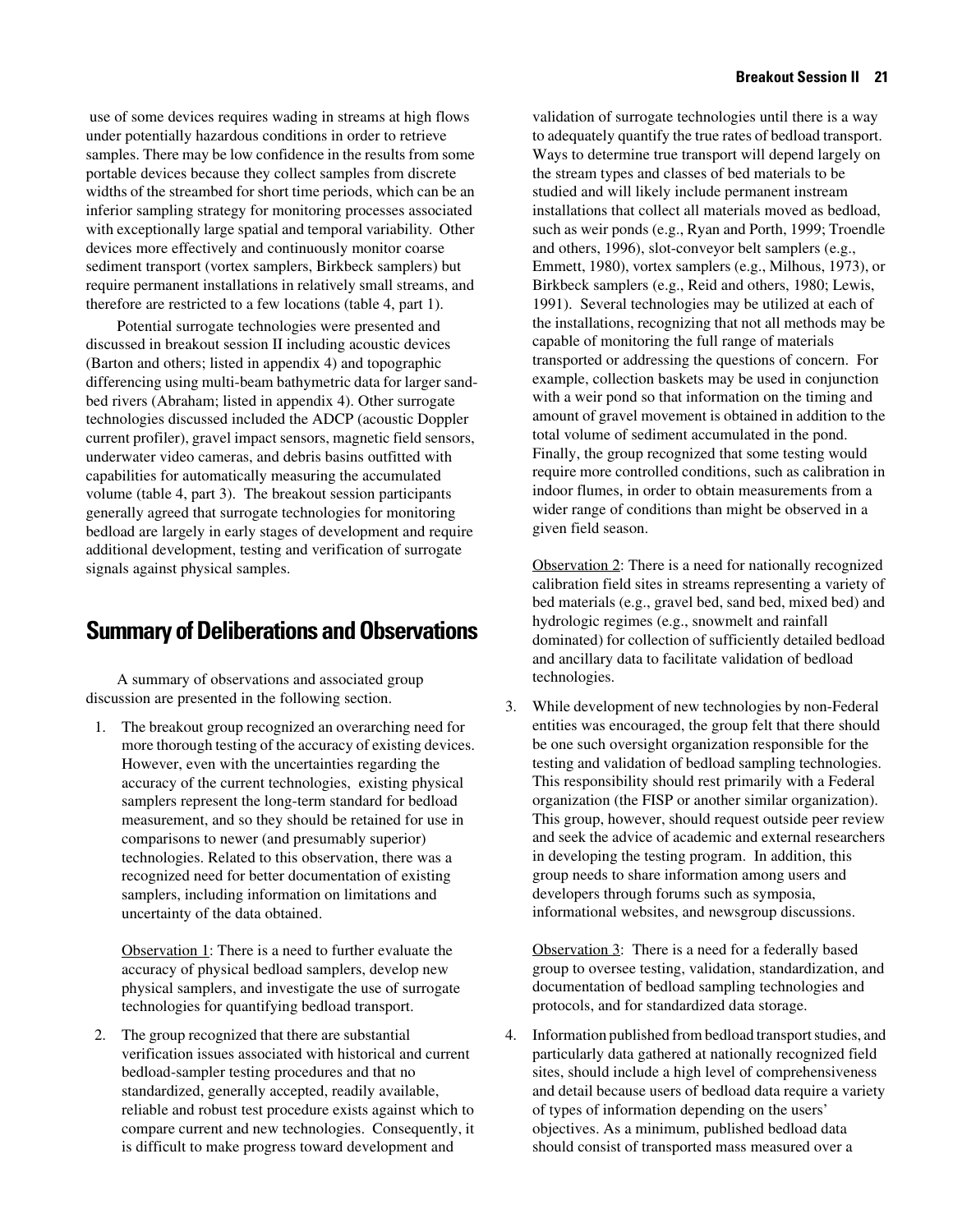use of some devices requires wading in streams at high flows under potentially hazardous conditions in order to retrieve samples. There may be low confidence in the results from some portable devices because they collect samples from discrete widths of the streambed for short time periods, which can be an inferior sampling strategy for monitoring processes associated with exceptionally large spatial and temporal variability. Other devices more effectively and continuously monitor coarse sediment transport (vortex samplers, Birkbeck samplers) but require permanent installations in relatively small streams, and therefore are restricted to a few locations (table 4, part 1).

Potential surrogate technologies were presented and discussed in breakout session II including acoustic devices (Barton and others; listed in appendix 4) and topographic differencing using multi-beam bathymetric data for larger sand-bed rivers (Abraham; listed in appendix 4). Other surrogate technologies discussed included the ADCP (acoustic Doppler current profiler), gravel impact sensors, magnetic field sensors, underwater video cameras, and debris basins outfitted with capabilities for automatically measuring the accumulated volume (table 4, part 3). The breakout session participants generally agreed that surrogate technologies for monitoring bedload are largely in early stages of development and require additional development, testing and verification of surrogate signals against physical samples.

## Summary of Deliberations and Observations

A summary of observations and associated group discussion are presented in the following section.

1. The breakout group recognized an overarching need for more thorough testing of the accuracy of existing devices. However, even with the uncertainties regarding the accuracy of the current technologies, existing physical samplers represent the long-term standard for bedload measurement, and so they should be retained for use in comparisons to newer (and presumably superior) technologies. Related to this observation, there was a recognized need for better documentation of existing samplers, including information on limitations and uncertainty of the data obtained.

   Observation 1: There is a need to further evaluate the accuracy of physical bedload samplers, develop new physical samplers, and investigate the use of surrogate technologies for quantifying bedload transport.

2. The group recognized that there are substantial verification issues associated with historical and current bedload-sampler testing procedures and that no standardized, generally accepted, readily available, reliable and robust test procedure exists against which to compare current and new technologies. Consequently, it is difficult to make progress toward development and validation of surrogate technologies until there is a way to adequately quantify the true rates of bedload transport. Ways to determine true transport will depend largely on the stream types and classes of bed materials to be studied and will likely include permanent instream installations that collect all materials moved as bedload, such as weir ponds (e.g., Ryan and Porth, 1999; Troendle and others, 1996), slot-conveyor belt samplers (e.g., Emmett, 1980), vortex samplers (e.g., Milhous, 1973), or Birkbeck samplers (e.g., Reid and others, 1980; Lewis, 1991). Several technologies may be utilized at each of the installations, recognizing that not all methods may be capable of monitoring the full range of materials transported or addressing the questions of concern. For example, collection baskets may be used in conjunction with a weir pond so that information on the timing and amount of gravel movement is obtained in addition to the total volume of sediment accumulated in the pond. Finally, the group recognized that some testing would require more controlled conditions, such as calibration in indoor flumes, in order to obtain measurements from a wider range of conditions than might be observed in a given field season.

   Observation 2: There is a need for nationally recognized calibration field sites in streams representing a variety of bed materials (e.g., gravel bed, sand bed, mixed bed) and hydrologic regimes (e.g., snowmelt and rainfall dominated) for collection of sufficiently detailed bedload and ancillary data to facilitate validation of bedload technologies.

3. While development of new technologies by non-Federal entities was encouraged, the group felt that there should be one such oversight organization responsible for the testing and validation of bedload sampling technologies. This responsibility should rest primarily with a Federal organization (the FISP or another similar organization). This group, however, should request outside peer review and seek the advice of academic and external researchers in developing the testing program. In addition, this group needs to share information among users and developers through forums such as symposia, informational websites, and newsgroup discussions.

   Observation 3: There is a need for a federally based group to oversee testing, validation, standardization, and documentation of bedload sampling technologies and protocols, and for standardized data storage.

4. Information published from bedload transport studies, and particularly data gathered at nationally recognized field sites, should include a high level of comprehensiveness and detail because users of bedload data require a variety of types of information depending on the users' objectives. As a minimum, published bedload data should consist of transported mass measured over a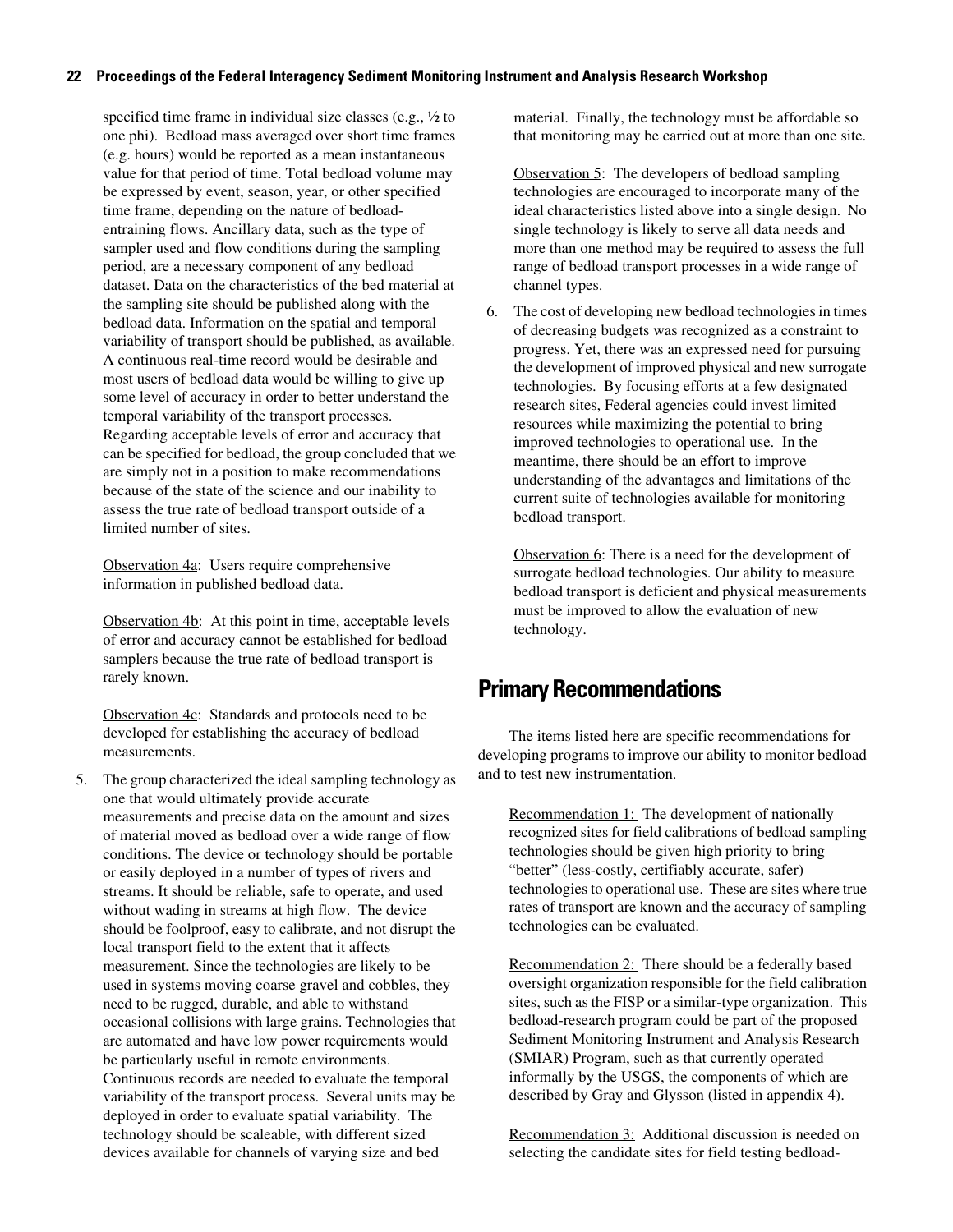specified time frame in individual size classes (e.g., ½ to one phi). Bedload mass averaged over short time frames (e.g. hours) would be reported as a mean instantaneous value for that period of time. Total bedload volume may be expressed by event, season, year, or other specified time frame, depending on the nature of bedload-entraining flows. Ancillary data, such as the type of sampler used and flow conditions during the sampling period, are a necessary component of any bedload dataset. Data on the characteristics of the bed material at the sampling site should be published along with the bedload data. Information on the spatial and temporal variability of transport should be published, as available. A continuous real-time record would be desirable and most users of bedload data would be willing to give up some level of accuracy in order to better understand the temporal variability of the transport processes. Regarding acceptable levels of error and accuracy that can be specified for bedload, the group concluded that we are simply not in a position to make recommendations because of the state of the science and our inability to assess the true rate of bedload transport outside of a limited number of sites.

Observation 4a: Users require comprehensive information in published bedload data.

Observation 4b: At this point in time, acceptable levels of error and accuracy cannot be established for bedload samplers because the true rate of bedload transport is rarely known.

Observation 4c: Standards and protocols need to be developed for establishing the accuracy of bedload measurements.

5. The group characterized the ideal sampling technology as one that would ultimately provide accurate measurements and precise data on the amount and sizes of material moved as bedload over a wide range of flow conditions. The device or technology should be portable or easily deployed in a number of types of rivers and streams. It should be reliable, safe to operate, and used without wading in streams at high flow. The device should be foolproof, easy to calibrate, and not disrupt the local transport field to the extent that it affects measurement. Since the technologies are likely to be used in systems moving coarse gravel and cobbles, they need to be rugged, durable, and able to withstand occasional collisions with large grains. Technologies that are automated and have low power requirements would be particularly useful in remote environments. Continuous records are needed to evaluate the temporal variability of the transport process. Several units may be deployed in order to evaluate spatial variability. The technology should be scaleable, with different sized devices available for channels of varying size and bed material. Finally, the technology must be affordable so that monitoring may be carried out at more than one site.

Observation 5: The developers of bedload sampling technologies are encouraged to incorporate many of the ideal characteristics listed above into a single design. No single technology is likely to serve all data needs and more than one method may be required to assess the full range of bedload transport processes in a wide range of channel types.

6. The cost of developing new bedload technologies in times of decreasing budgets was recognized as a constraint to progress. Yet, there was an expressed need for pursuing the development of improved physical and new surrogate technologies. By focusing efforts at a few designated research sites, Federal agencies could invest limited resources while maximizing the potential to bring improved technologies to operational use. In the meantime, there should be an effort to improve understanding of the advantages and limitations of the current suite of technologies available for monitoring bedload transport.

Observation 6: There is a need for the development of surrogate bedload technologies. Our ability to measure bedload transport is deficient and physical measurements must be improved to allow the evaluation of new technology.

## Primary Recommendations

The items listed here are specific recommendations for developing programs to improve our ability to monitor bedload and to test new instrumentation.

Recommendation 1: The development of nationally recognized sites for field calibrations of bedload sampling technologies should be given high priority to bring "better" (less-costly, certifiably accurate, safer) technologies to operational use. These are sites where true rates of transport are known and the accuracy of sampling technologies can be evaluated.

Recommendation 2: There should be a federally based oversight organization responsible for the field calibration sites, such as the FISP or a similar-type organization. This bedload-research program could be part of the proposed Sediment Monitoring Instrument and Analysis Research (SMIAR) Program, such as that currently operated informally by the USGS, the components of which are described by Gray and Glysson (listed in appendix 4).

Recommendation 3: Additional discussion is needed on selecting the candidate sites for field testing bedload-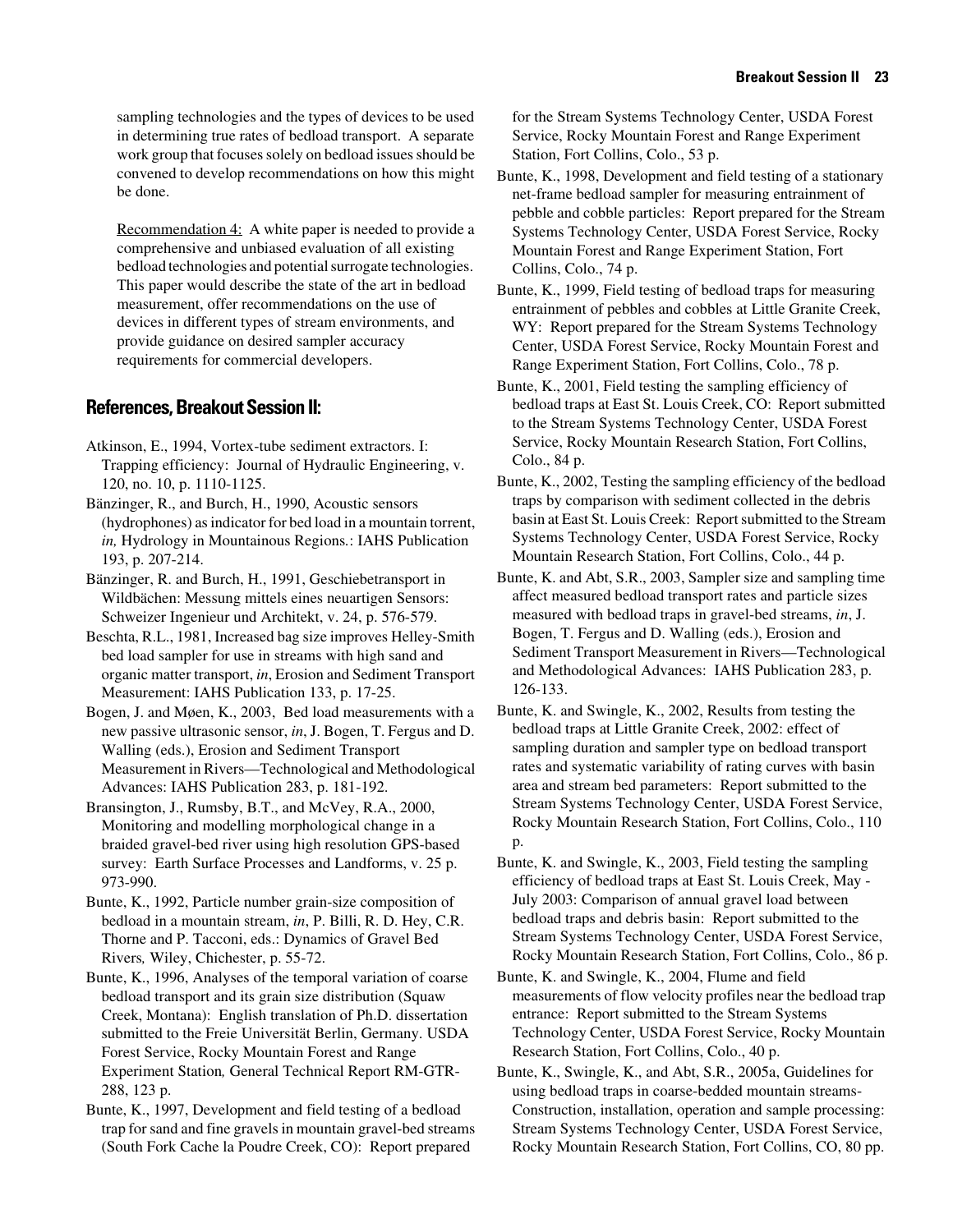sampling technologies and the types of devices to be used in determining true rates of bedload transport. A separate work group that focuses solely on bedload issues should be convened to develop recommendations on how this might be done.

Recommendation 4: A white paper is needed to provide a comprehensive and unbiased evaluation of all existing bedload technologies and potential surrogate technologies. This paper would describe the state of the art in bedload measurement, offer recommendations on the use of devices in different types of stream environments, and provide guidance on desired sampler accuracy requirements for commercial developers.

## References, Breakout Session II:

Atkinson, E., 1994, Vortex-tube sediment extractors. I: Trapping efficiency: Journal of Hydraulic Engineering, v. 120, no. 10, p. 1110-1125.

Bänzinger, R., and Burch, H., 1990, Acoustic sensors (hydrophones) as indicator for bed load in a mountain torrent, *in,* Hydrology in Mountainous Regions.: IAHS Publication 193, p. 207-214.

Bänzinger, R. and Burch, H., 1991, Geschiebetransport in Wildbächen: Messung mittels eines neuartigen Sensors: Schweizer Ingenieur und Architekt, v. 24, p. 576-579.

Beschta, R.L., 1981, Increased bag size improves Helley-Smith bed load sampler for use in streams with high sand and organic matter transport, *in*, Erosion and Sediment Transport Measurement: IAHS Publication 133, p. 17-25.

Bogen, J. and Møen, K., 2003, Bed load measurements with a new passive ultrasonic sensor, *in*, J. Bogen, T. Fergus and D. Walling (eds.), Erosion and Sediment Transport Measurement in Rivers—Technological and Methodological Advances: IAHS Publication 283, p. 181-192.

Bransington, J., Rumsby, B.T., and McVey, R.A., 2000, Monitoring and modelling morphological change in a braided gravel-bed river using high resolution GPS-based survey: Earth Surface Processes and Landforms, v. 25 p. 973-990.

Bunte, K., 1992, Particle number grain-size composition of bedload in a mountain stream, *in*, P. Billi, R. D. Hey, C.R. Thorne and P. Tacconi, eds.: Dynamics of Gravel Bed Rivers*,* Wiley, Chichester, p. 55-72.

Bunte, K., 1996, Analyses of the temporal variation of coarse bedload transport and its grain size distribution (Squaw Creek, Montana): English translation of Ph.D. dissertation submitted to the Freie Universität Berlin, Germany. USDA Forest Service, Rocky Mountain Forest and Range Experiment Station*,* General Technical Report RM-GTR-288, 123 p.

Bunte, K., 1997, Development and field testing of a bedload trap for sand and fine gravels in mountain gravel-bed streams (South Fork Cache la Poudre Creek, CO): Report prepared for the Stream Systems Technology Center, USDA Forest Service, Rocky Mountain Forest and Range Experiment Station, Fort Collins, Colo., 53 p.

Bunte, K., 1998, Development and field testing of a stationary net-frame bedload sampler for measuring entrainment of pebble and cobble particles: Report prepared for the Stream Systems Technology Center, USDA Forest Service, Rocky Mountain Forest and Range Experiment Station, Fort Collins, Colo., 74 p.

Bunte, K., 1999, Field testing of bedload traps for measuring entrainment of pebbles and cobbles at Little Granite Creek, WY: Report prepared for the Stream Systems Technology Center, USDA Forest Service, Rocky Mountain Forest and Range Experiment Station, Fort Collins, Colo., 78 p.

Bunte, K., 2001, Field testing the sampling efficiency of bedload traps at East St. Louis Creek, CO: Report submitted to the Stream Systems Technology Center, USDA Forest Service, Rocky Mountain Research Station, Fort Collins, Colo., 84 p.

Bunte, K., 2002, Testing the sampling efficiency of the bedload traps by comparison with sediment collected in the debris basin at East St. Louis Creek: Report submitted to the Stream Systems Technology Center, USDA Forest Service, Rocky Mountain Research Station, Fort Collins, Colo., 44 p.

Bunte, K. and Abt, S.R., 2003, Sampler size and sampling time affect measured bedload transport rates and particle sizes measured with bedload traps in gravel-bed streams, *in*, J. Bogen, T. Fergus and D. Walling (eds.), Erosion and Sediment Transport Measurement in Rivers—Technological and Methodological Advances: IAHS Publication 283, p. 126-133.

Bunte, K. and Swingle, K., 2002, Results from testing the bedload traps at Little Granite Creek, 2002: effect of sampling duration and sampler type on bedload transport rates and systematic variability of rating curves with basin area and stream bed parameters: Report submitted to the Stream Systems Technology Center, USDA Forest Service, Rocky Mountain Research Station, Fort Collins, Colo., 110 p.

Bunte, K. and Swingle, K., 2003, Field testing the sampling efficiency of bedload traps at East St. Louis Creek, May - July 2003: Comparison of annual gravel load between bedload traps and debris basin: Report submitted to the Stream Systems Technology Center, USDA Forest Service, Rocky Mountain Research Station, Fort Collins, Colo., 86 p.

Bunte, K. and Swingle, K., 2004, Flume and field measurements of flow velocity profiles near the bedload trap entrance: Report submitted to the Stream Systems Technology Center, USDA Forest Service, Rocky Mountain Research Station, Fort Collins, Colo., 40 p.

Bunte, K., Swingle, K., and Abt, S.R., 2005a, Guidelines for using bedload traps in coarse-bedded mountain streams-Construction, installation, operation and sample processing: Stream Systems Technology Center, USDA Forest Service, Rocky Mountain Research Station, Fort Collins, CO, 80 pp.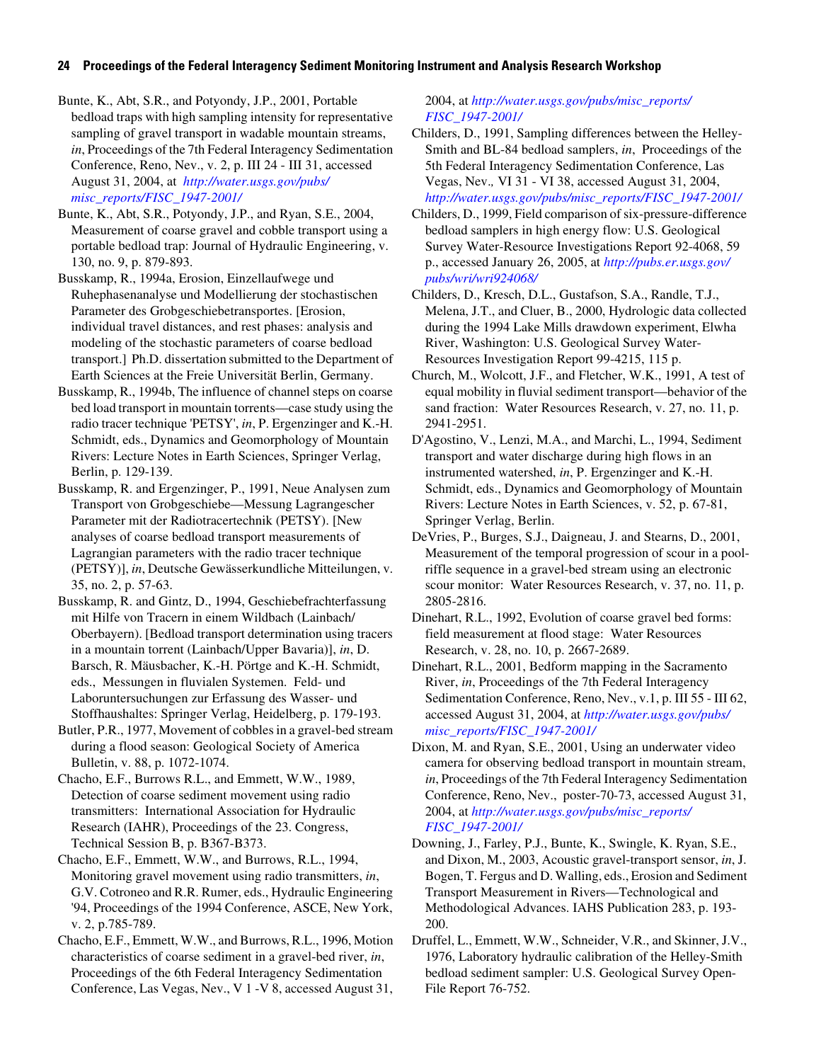Bunte, K., Abt, S.R., and Potyondy, J.P., 2001, Portable bedload traps with high sampling intensity for representative sampling of gravel transport in wadable mountain streams, *in*, Proceedings of the 7th Federal Interagency Sedimentation Conference, Reno, Nev., v. 2, p. III 24 - III 31, accessed August 31, 2004, at *http://water.usgs.gov/pubs/misc_reports/FISC_1947-2001/*

Bunte, K., Abt, S.R., Potyondy, J.P., and Ryan, S.E., 2004, Measurement of coarse gravel and cobble transport using a portable bedload trap: Journal of Hydraulic Engineering, v. 130, no. 9, p. 879-893.

Busskamp, R., 1994a, Erosion, Einzellaufwege und Ruhephasenanalyse und Modellierung der stochastischen Parameter des Grobgeschiebetransportes. [Erosion, individual travel distances, and rest phases: analysis and modeling of the stochastic parameters of coarse bedload transport.] Ph.D. dissertation submitted to the Department of Earth Sciences at the Freie Universität Berlin, Germany.

Busskamp, R., 1994b, The influence of channel steps on coarse bed load transport in mountain torrents—case study using the radio tracer technique 'PETSY', *in*, P. Ergenzinger and K.-H. Schmidt, eds., Dynamics and Geomorphology of Mountain Rivers: Lecture Notes in Earth Sciences, Springer Verlag, Berlin, p. 129-139.

Busskamp, R. and Ergenzinger, P., 1991, Neue Analysen zum Transport von Grobgeschiebe—Messung Lagrangescher Parameter mit der Radiotracertechnik (PETSY). [New analyses of coarse bedload transport measurements of Lagrangian parameters with the radio tracer technique (PETSY)], *in*, Deutsche Gewässerkundliche Mitteilungen, v. 35, no. 2, p. 57-63.

Busskamp, R. and Gintz, D., 1994, Geschiebefrachterfassung mit Hilfe von Tracern in einem Wildbach (Lainbach/Oberbayern). [Bedload transport determination using tracers in a mountain torrent (Lainbach/Upper Bavaria)], *in*, D. Barsch, R. Mäusbacher, K.-H. Pörtge and K.-H. Schmidt, eds., Messungen in fluvialen Systemen. Feld- und Laboruntersuchungen zur Erfassung des Wasser- und Stoffhaushaltes: Springer Verlag, Heidelberg, p. 179-193.

Butler, P.R., 1977, Movement of cobbles in a gravel-bed stream during a flood season: Geological Society of America Bulletin, v. 88, p. 1072-1074.

Chacho, E.F., Burrows R.L., and Emmett, W.W., 1989, Detection of coarse sediment movement using radio transmitters: International Association for Hydraulic Research (IAHR), Proceedings of the 23. Congress, Technical Session B, p. B367-B373.

Chacho, E.F., Emmett, W.W., and Burrows, R.L., 1994, Monitoring gravel movement using radio transmitters, *in*, G.V. Cotroneo and R.R. Rumer, eds., Hydraulic Engineering '94, Proceedings of the 1994 Conference, ASCE, New York, v. 2, p.785-789.

Chacho, E.F., Emmett, W.W., and Burrows, R.L., 1996, Motion characteristics of coarse sediment in a gravel-bed river, *in*, Proceedings of the 6th Federal Interagency Sedimentation Conference, Las Vegas, Nev., V 1 -V 8, accessed August 31, 2004, at *http://water.usgs.gov/pubs/misc_reports/FISC_1947-2001/*

Childers, D., 1991, Sampling differences between the Helley-Smith and BL-84 bedload samplers, *in*, Proceedings of the 5th Federal Interagency Sedimentation Conference, Las Vegas, Nev., VI 31 - VI 38, accessed August 31, 2004, *http://water.usgs.gov/pubs/misc_reports/FISC_1947-2001/*

Childers, D., 1999, Field comparison of six-pressure-difference bedload samplers in high energy flow: U.S. Geological Survey Water-Resource Investigations Report 92-4068, 59 p., accessed January 26, 2005, at *http://pubs.er.usgs.gov/pubs/wri/wri924068/*

Childers, D., Kresch, D.L., Gustafson, S.A., Randle, T.J., Melena, J.T., and Cluer, B., 2000, Hydrologic data collected during the 1994 Lake Mills drawdown experiment, Elwha River, Washington: U.S. Geological Survey Water-Resources Investigation Report 99-4215, 115 p.

Church, M., Wolcott, J.F., and Fletcher, W.K., 1991, A test of equal mobility in fluvial sediment transport—behavior of the sand fraction: Water Resources Research, v. 27, no. 11, p. 2941-2951.

D'Agostino, V., Lenzi, M.A., and Marchi, L., 1994, Sediment transport and water discharge during high flows in an instrumented watershed, *in*, P. Ergenzinger and K.-H. Schmidt, eds., Dynamics and Geomorphology of Mountain Rivers: Lecture Notes in Earth Sciences, v. 52, p. 67-81, Springer Verlag, Berlin.

DeVries, P., Burges, S.J., Daigneau, J. and Stearns, D., 2001, Measurement of the temporal progression of scour in a pool-riffle sequence in a gravel-bed stream using an electronic scour monitor: Water Resources Research, v. 37, no. 11, p. 2805-2816.

Dinehart, R.L., 1992, Evolution of coarse gravel bed forms: field measurement at flood stage: Water Resources Research, v. 28, no. 10, p. 2667-2689.

Dinehart, R.L., 2001, Bedform mapping in the Sacramento River, *in*, Proceedings of the 7th Federal Interagency Sedimentation Conference, Reno, Nev., v.1, p. III 55 - III 62, accessed August 31, 2004, at *http://water.usgs.gov/pubs/misc_reports/FISC_1947-2001/*

Dixon, M. and Ryan, S.E., 2001, Using an underwater video camera for observing bedload transport in mountain stream, *in*, Proceedings of the 7th Federal Interagency Sedimentation Conference, Reno, Nev., poster-70-73, accessed August 31, 2004, at *http://water.usgs.gov/pubs/misc_reports/FISC_1947-2001/*

Downing, J., Farley, P.J., Bunte, K., Swingle, K. Ryan, S.E., and Dixon, M., 2003, Acoustic gravel-transport sensor, *in*, J. Bogen, T. Fergus and D. Walling, eds., Erosion and Sediment Transport Measurement in Rivers—Technological and Methodological Advances. IAHS Publication 283, p. 193-200.

Druffel, L., Emmett, W.W., Schneider, V.R., and Skinner, J.V., 1976, Laboratory hydraulic calibration of the Helley-Smith bedload sediment sampler: U.S. Geological Survey Open-File Report 76-752.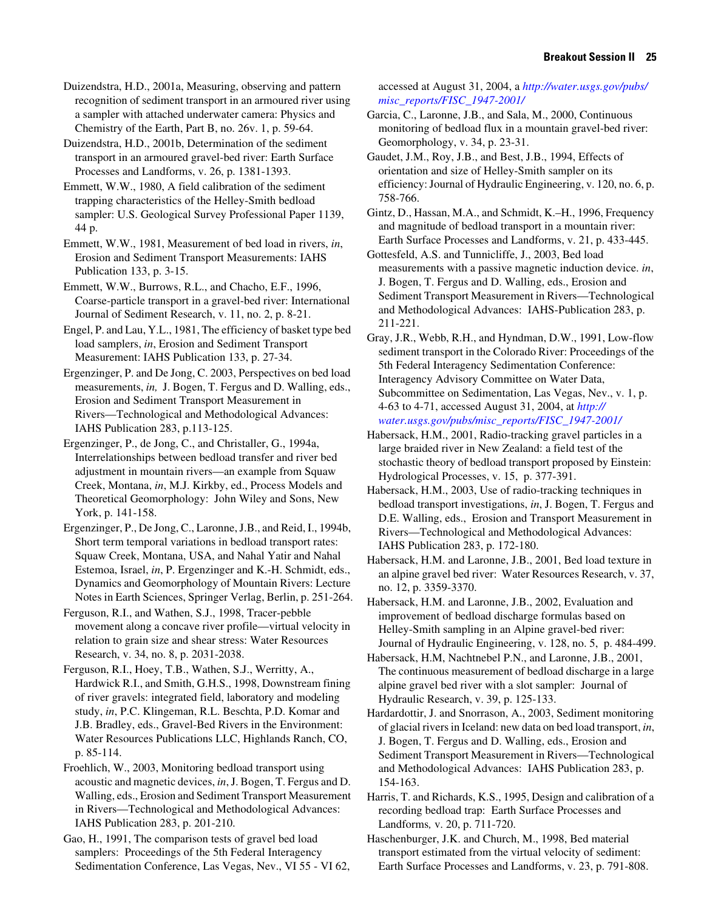Duizendstra, H.D., 2001a, Measuring, observing and pattern recognition of sediment transport in an armoured river using a sampler with attached underwater camera: Physics and Chemistry of the Earth, Part B, no. 26v. 1, p. 59-64.

Duizendstra, H.D., 2001b, Determination of the sediment transport in an armoured gravel-bed river: Earth Surface Processes and Landforms, v. 26, p. 1381-1393.

Emmett, W.W., 1980, A field calibration of the sediment trapping characteristics of the Helley-Smith bedload sampler: U.S. Geological Survey Professional Paper 1139, 44 p.

Emmett, W.W., 1981, Measurement of bed load in rivers, *in*, Erosion and Sediment Transport Measurements: IAHS Publication 133, p. 3-15.

Emmett, W.W., Burrows, R.L., and Chacho, E.F., 1996, Coarse-particle transport in a gravel-bed river: International Journal of Sediment Research, v. 11, no. 2, p. 8-21.

Engel, P. and Lau, Y.L., 1981, The efficiency of basket type bed load samplers, *in*, Erosion and Sediment Transport Measurement: IAHS Publication 133, p. 27-34.

Ergenzinger, P. and De Jong, C. 2003, Perspectives on bed load measurements, *in,* J. Bogen, T. Fergus and D. Walling, eds., Erosion and Sediment Transport Measurement in Rivers—Technological and Methodological Advances: IAHS Publication 283, p.113-125.

Ergenzinger, P., de Jong, C., and Christaller, G., 1994a, Interrelationships between bedload transfer and river bed adjustment in mountain rivers—an example from Squaw Creek, Montana, *in*, M.J. Kirkby, ed., Process Models and Theoretical Geomorphology: John Wiley and Sons, New York, p. 141-158.

Ergenzinger, P., De Jong, C., Laronne, J.B., and Reid, I., 1994b, Short term temporal variations in bedload transport rates: Squaw Creek, Montana, USA, and Nahal Yatir and Nahal Estemoa, Israel, *in*, P. Ergenzinger and K.-H. Schmidt, eds., Dynamics and Geomorphology of Mountain Rivers: Lecture Notes in Earth Sciences, Springer Verlag, Berlin, p. 251-264.

Ferguson, R.I., and Wathen, S.J., 1998, Tracer-pebble movement along a concave river profile—virtual velocity in relation to grain size and shear stress: Water Resources Research, v. 34, no. 8, p. 2031-2038.

Ferguson, R.I., Hoey, T.B., Wathen, S.J., Werritty, A., Hardwick R.I., and Smith, G.H.S., 1998, Downstream fining of river gravels: integrated field, laboratory and modeling study, *in*, P.C. Klingeman, R.L. Beschta, P.D. Komar and J.B. Bradley, eds., Gravel-Bed Rivers in the Environment: Water Resources Publications LLC, Highlands Ranch, CO, p. 85-114.

Froehlich, W., 2003, Monitoring bedload transport using acoustic and magnetic devices, *in*, J. Bogen, T. Fergus and D. Walling, eds., Erosion and Sediment Transport Measurement in Rivers—Technological and Methodological Advances: IAHS Publication 283, p. 201-210.

Gao, H., 1991, The comparison tests of gravel bed load samplers: Proceedings of the 5th Federal Interagency Sedimentation Conference, Las Vegas, Nev., VI 55 - VI 62, accessed at August 31, 2004, a *http://water.usgs.gov/pubs/misc_reports/FISC_1947-2001/*

Garcia, C., Laronne, J.B., and Sala, M., 2000, Continuous monitoring of bedload flux in a mountain gravel-bed river: Geomorphology, v. 34, p. 23-31.

Gaudet, J.M., Roy, J.B., and Best, J.B., 1994, Effects of orientation and size of Helley-Smith sampler on its efficiency: Journal of Hydraulic Engineering, v. 120, no. 6, p. 758-766.

Gintz, D., Hassan, M.A., and Schmidt, K.–H., 1996, Frequency and magnitude of bedload transport in a mountain river: Earth Surface Processes and Landforms, v. 21, p. 433-445.

Gottesfeld, A.S. and Tunnicliffe, J., 2003, Bed load measurements with a passive magnetic induction device. *in*, J. Bogen, T. Fergus and D. Walling, eds., Erosion and Sediment Transport Measurement in Rivers—Technological and Methodological Advances: IAHS-Publication 283, p. 211-221.

Gray, J.R., Webb, R.H., and Hyndman, D.W., 1991, Low-flow sediment transport in the Colorado River: Proceedings of the 5th Federal Interagency Sedimentation Conference: Interagency Advisory Committee on Water Data, Subcommittee on Sedimentation, Las Vegas, Nev., v. 1, p. 4-63 to 4-71, accessed August 31, 2004, at *http://water.usgs.gov/pubs/misc_reports/FISC_1947-2001/*

Habersack, H.M., 2001, Radio-tracking gravel particles in a large braided river in New Zealand: a field test of the stochastic theory of bedload transport proposed by Einstein: Hydrological Processes, v. 15, p. 377-391.

Habersack, H.M., 2003, Use of radio-tracking techniques in bedload transport investigations, *in*, J. Bogen, T. Fergus and D.E. Walling, eds., Erosion and Transport Measurement in Rivers—Technological and Methodological Advances: IAHS Publication 283, p. 172-180.

Habersack, H.M. and Laronne, J.B., 2001, Bed load texture in an alpine gravel bed river: Water Resources Research, v. 37, no. 12, p. 3359-3370.

Habersack, H.M. and Laronne, J.B., 2002, Evaluation and improvement of bedload discharge formulas based on Helley-Smith sampling in an Alpine gravel-bed river: Journal of Hydraulic Engineering, v. 128, no. 5, p. 484-499.

Habersack, H.M, Nachtnebel P.N., and Laronne, J.B., 2001, The continuous measurement of bedload discharge in a large alpine gravel bed river with a slot sampler: Journal of Hydraulic Research, v. 39, p. 125-133.

Hardardottir, J. and Snorrason, A., 2003, Sediment monitoring of glacial rivers in Iceland: new data on bed load transport, *in*, J. Bogen, T. Fergus and D. Walling, eds., Erosion and Sediment Transport Measurement in Rivers—Technological and Methodological Advances: IAHS Publication 283, p. 154-163.

Harris, T. and Richards, K.S., 1995, Design and calibration of a recording bedload trap: Earth Surface Processes and Landforms*,* v. 20, p. 711-720.

Haschenburger, J.K. and Church, M., 1998, Bed material transport estimated from the virtual velocity of sediment: Earth Surface Processes and Landforms, v. 23, p. 791-808.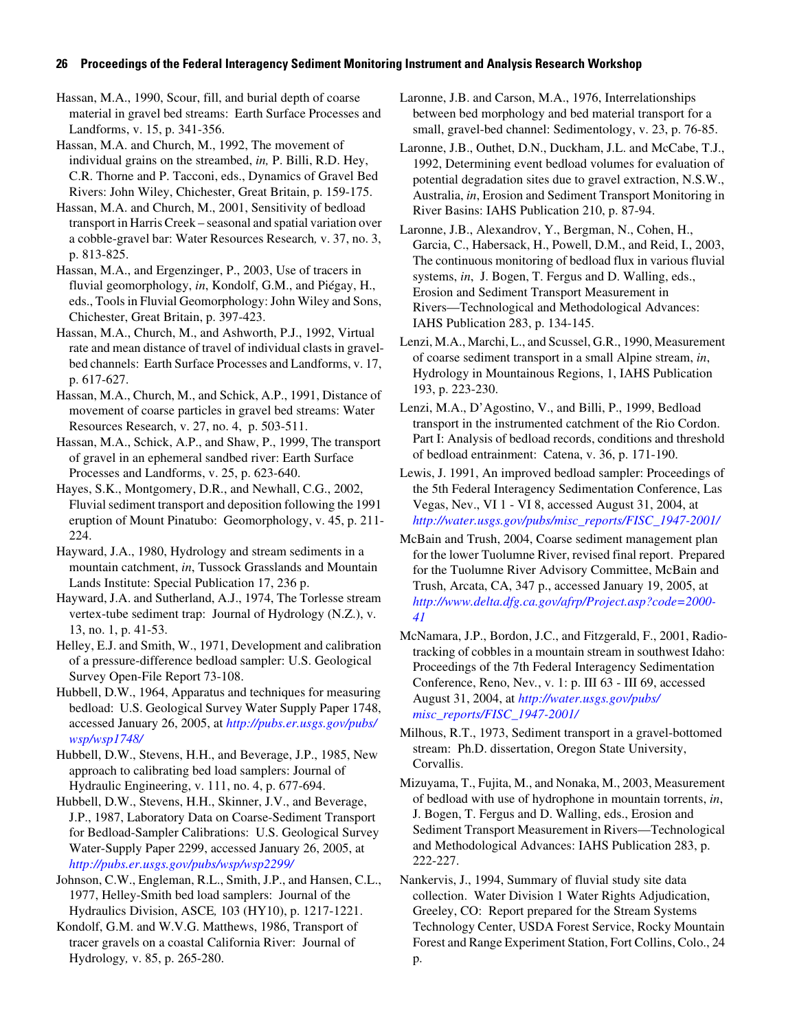Hassan, M.A., 1990, Scour, fill, and burial depth of coarse material in gravel bed streams: Earth Surface Processes and Landforms, v. 15, p. 341-356.

Hassan, M.A. and Church, M., 1992, The movement of individual grains on the streambed, *in,* P. Billi, R.D. Hey, C.R. Thorne and P. Tacconi, eds., Dynamics of Gravel Bed Rivers: John Wiley, Chichester, Great Britain, p. 159-175.

Hassan, M.A. and Church, M., 2001, Sensitivity of bedload transport in Harris Creek – seasonal and spatial variation over a cobble-gravel bar: Water Resources Research*,* v. 37, no. 3, p. 813-825.

Hassan, M.A., and Ergenzinger, P., 2003, Use of tracers in fluvial geomorphology, *in*, Kondolf, G.M., and Piégay, H., eds., Tools in Fluvial Geomorphology: John Wiley and Sons, Chichester, Great Britain, p. 397-423.

Hassan, M.A., Church, M., and Ashworth, P.J., 1992, Virtual rate and mean distance of travel of individual clasts in gravel-bed channels: Earth Surface Processes and Landforms, v. 17, p. 617-627.

Hassan, M.A., Church, M., and Schick, A.P., 1991, Distance of movement of coarse particles in gravel bed streams: Water Resources Research, v. 27, no. 4, p. 503-511.

Hassan, M.A., Schick, A.P., and Shaw, P., 1999, The transport of gravel in an ephemeral sandbed river: Earth Surface Processes and Landforms, v. 25, p. 623-640.

Hayes, S.K., Montgomery, D.R., and Newhall, C.G., 2002, Fluvial sediment transport and deposition following the 1991 eruption of Mount Pinatubo: Geomorphology, v. 45, p. 211-224.

Hayward, J.A., 1980, Hydrology and stream sediments in a mountain catchment, *in*, Tussock Grasslands and Mountain Lands Institute: Special Publication 17, 236 p.

Hayward, J.A. and Sutherland, A.J., 1974, The Torlesse stream vertex-tube sediment trap: Journal of Hydrology (N.Z.), v. 13, no. 1, p. 41-53.

Helley, E.J. and Smith, W., 1971, Development and calibration of a pressure-difference bedload sampler: U.S. Geological Survey Open-File Report 73-108.

Hubbell, D.W., 1964, Apparatus and techniques for measuring bedload: U.S. Geological Survey Water Supply Paper 1748, accessed January 26, 2005, at *http://pubs.er.usgs.gov/pubs/wsp/wsp1748/*

Hubbell, D.W., Stevens, H.H., and Beverage, J.P., 1985, New approach to calibrating bed load samplers: Journal of Hydraulic Engineering, v. 111, no. 4, p. 677-694.

Hubbell, D.W., Stevens, H.H., Skinner, J.V., and Beverage, J.P., 1987, Laboratory Data on Coarse-Sediment Transport for Bedload-Sampler Calibrations: U.S. Geological Survey Water-Supply Paper 2299, accessed January 26, 2005, at *http://pubs.er.usgs.gov/pubs/wsp/wsp2299/*

Johnson, C.W., Engleman, R.L., Smith, J.P., and Hansen, C.L., 1977, Helley-Smith bed load samplers: Journal of the Hydraulics Division, ASCE*,* 103 (HY10), p. 1217-1221.

Kondolf, G.M. and W.V.G. Matthews, 1986, Transport of tracer gravels on a coastal California River: Journal of Hydrology*,* v. 85, p. 265-280.

Laronne, J.B. and Carson, M.A., 1976, Interrelationships between bed morphology and bed material transport for a small, gravel-bed channel: Sedimentology, v. 23, p. 76-85.

Laronne, J.B., Outhet, D.N., Duckham, J.L. and McCabe, T.J., 1992, Determining event bedload volumes for evaluation of potential degradation sites due to gravel extraction, N.S.W., Australia, *in*, Erosion and Sediment Transport Monitoring in River Basins: IAHS Publication 210, p. 87-94.

Laronne, J.B., Alexandrov, Y., Bergman, N., Cohen, H., Garcia, C., Habersack, H., Powell, D.M., and Reid, I., 2003, The continuous monitoring of bedload flux in various fluvial systems, *in*, J. Bogen, T. Fergus and D. Walling, eds., Erosion and Sediment Transport Measurement in Rivers—Technological and Methodological Advances: IAHS Publication 283, p. 134-145.

Lenzi, M.A., Marchi, L., and Scussel, G.R., 1990, Measurement of coarse sediment transport in a small Alpine stream, *in*, Hydrology in Mountainous Regions, 1, IAHS Publication 193, p. 223-230.

Lenzi, M.A., D'Agostino, V., and Billi, P., 1999, Bedload transport in the instrumented catchment of the Rio Cordon. Part I: Analysis of bedload records, conditions and threshold of bedload entrainment: Catena, v. 36, p. 171-190.

Lewis, J. 1991, An improved bedload sampler: Proceedings of the 5th Federal Interagency Sedimentation Conference, Las Vegas, Nev., VI 1 - VI 8, accessed August 31, 2004, at *http://water.usgs.gov/pubs/misc_reports/FISC_1947-2001/*

McBain and Trush, 2004, Coarse sediment management plan for the lower Tuolumne River, revised final report. Prepared for the Tuolumne River Advisory Committee, McBain and Trush, Arcata, CA, 347 p., accessed January 19, 2005, at *http://www.delta.dfg.ca.gov/afrp/Project.asp?code=2000-41*

McNamara, J.P., Bordon, J.C., and Fitzgerald, F., 2001, Radio-tracking of cobbles in a mountain stream in southwest Idaho: Proceedings of the 7th Federal Interagency Sedimentation Conference, Reno, Nev., v. 1: p. III 63 - III 69, accessed August 31, 2004, at *http://water.usgs.gov/pubs/misc_reports/FISC_1947-2001/*

Milhous, R.T., 1973, Sediment transport in a gravel-bottomed stream: Ph.D. dissertation, Oregon State University, Corvallis.

Mizuyama, T., Fujita, M., and Nonaka, M., 2003, Measurement of bedload with use of hydrophone in mountain torrents, *in*, J. Bogen, T. Fergus and D. Walling, eds., Erosion and Sediment Transport Measurement in Rivers—Technological and Methodological Advances: IAHS Publication 283, p. 222-227.

Nankervis, J., 1994, Summary of fluvial study site data collection. Water Division 1 Water Rights Adjudication, Greeley, CO: Report prepared for the Stream Systems Technology Center, USDA Forest Service, Rocky Mountain Forest and Range Experiment Station, Fort Collins, Colo., 24 p.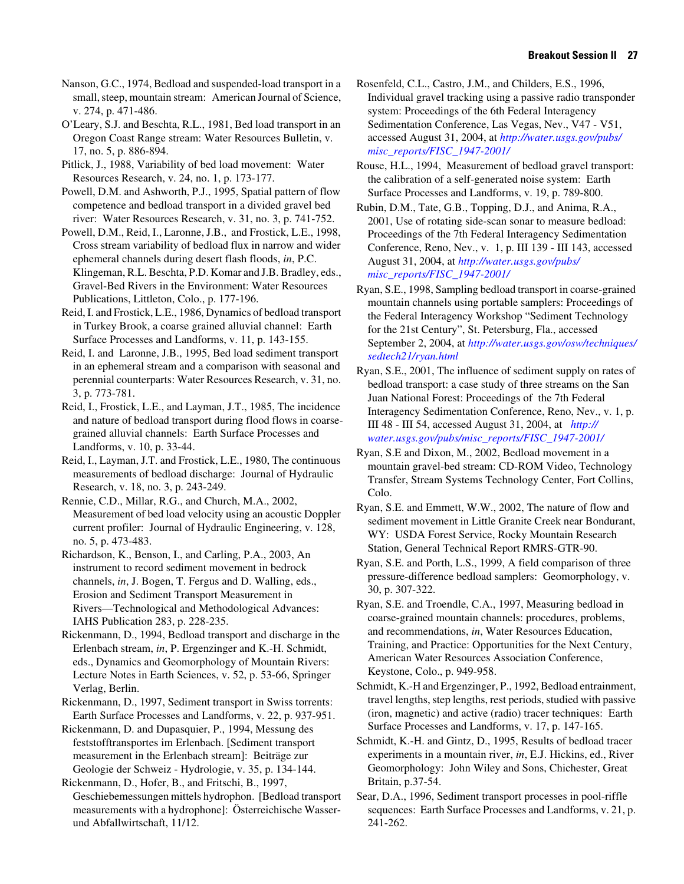Nanson, G.C., 1974, Bedload and suspended-load transport in a small, steep, mountain stream: American Journal of Science, v. 274, p. 471-486.

O'Leary, S.J. and Beschta, R.L., 1981, Bed load transport in an Oregon Coast Range stream: Water Resources Bulletin, v. 17, no. 5, p. 886-894.

Pitlick, J., 1988, Variability of bed load movement: Water Resources Research, v. 24, no. 1, p. 173-177.

Powell, D.M. and Ashworth, P.J., 1995, Spatial pattern of flow competence and bedload transport in a divided gravel bed river: Water Resources Research, v. 31, no. 3, p. 741-752.

Powell, D.M., Reid, I., Laronne, J.B., and Frostick, L.E., 1998, Cross stream variability of bedload flux in narrow and wider ephemeral channels during desert flash floods, *in*, P.C. Klingeman, R.L. Beschta, P.D. Komar and J.B. Bradley, eds., Gravel-Bed Rivers in the Environment: Water Resources Publications, Littleton, Colo., p. 177-196.

Reid, I. and Frostick, L.E., 1986, Dynamics of bedload transport in Turkey Brook, a coarse grained alluvial channel: Earth Surface Processes and Landforms, v. 11, p. 143-155.

Reid, I. and Laronne, J.B., 1995, Bed load sediment transport in an ephemeral stream and a comparison with seasonal and perennial counterparts: Water Resources Research, v. 31, no. 3, p. 773-781.

Reid, I., Frostick, L.E., and Layman, J.T., 1985, The incidence and nature of bedload transport during flood flows in coarse-grained alluvial channels: Earth Surface Processes and Landforms, v. 10, p. 33-44.

Reid, I., Layman, J.T. and Frostick, L.E., 1980, The continuous measurements of bedload discharge: Journal of Hydraulic Research, v. 18, no. 3, p. 243-249.

Rennie, C.D., Millar, R.G., and Church, M.A., 2002, Measurement of bed load velocity using an acoustic Doppler current profiler: Journal of Hydraulic Engineering, v. 128, no. 5, p. 473-483.

Richardson, K., Benson, I., and Carling, P.A., 2003, An instrument to record sediment movement in bedrock channels, *in*, J. Bogen, T. Fergus and D. Walling, eds., Erosion and Sediment Transport Measurement in Rivers—Technological and Methodological Advances: IAHS Publication 283, p. 228-235.

Rickenmann, D., 1994, Bedload transport and discharge in the Erlenbach stream, *in*, P. Ergenzinger and K.-H. Schmidt, eds., Dynamics and Geomorphology of Mountain Rivers: Lecture Notes in Earth Sciences, v. 52, p. 53-66, Springer Verlag, Berlin.

Rickenmann, D., 1997, Sediment transport in Swiss torrents: Earth Surface Processes and Landforms, v. 22, p. 937-951.

Rickenmann, D. and Dupasquier, P., 1994, Messung des feststofftransportes im Erlenbach. [Sediment transport measurement in the Erlenbach stream]: Beiträge zur Geologie der Schweiz - Hydrologie, v. 35, p. 134-144.

Rickenmann, D., Hofer, B., and Fritschi, B., 1997, Geschiebemessungen mittels hydrophon. [Bedload transport measurements with a hydrophone]: Österreichische Wasser- und Abfallwirtschaft, 11/12.

Rosenfeld, C.L., Castro, J.M., and Childers, E.S., 1996, Individual gravel tracking using a passive radio transponder system: Proceedings of the 6th Federal Interagency Sedimentation Conference, Las Vegas, Nev., V47 - V51, accessed August 31, 2004, at http://water.usgs.gov/pubs/misc_reports/FISC_1947-2001/

Rouse, H.L., 1994, Measurement of bedload gravel transport: the calibration of a self-generated noise system: Earth Surface Processes and Landforms, v. 19, p. 789-800.

Rubin, D.M., Tate, G.B., Topping, D.J., and Anima, R.A., 2001, Use of rotating side-scan sonar to measure bedload: Proceedings of the 7th Federal Interagency Sedimentation Conference, Reno, Nev., v. 1, p. III 139 - III 143, accessed August 31, 2004, at http://water.usgs.gov/pubs/misc_reports/FISC_1947-2001/

Ryan, S.E., 1998, Sampling bedload transport in coarse-grained mountain channels using portable samplers: Proceedings of the Federal Interagency Workshop "Sediment Technology for the 21st Century", St. Petersburg, Fla., accessed September 2, 2004, at http://water.usgs.gov/osw/techniques/sedtech21/ryan.html

Ryan, S.E., 2001, The influence of sediment supply on rates of bedload transport: a case study of three streams on the San Juan National Forest: Proceedings of the 7th Federal Interagency Sedimentation Conference, Reno, Nev., v. 1, p. III 48 - III 54, accessed August 31, 2004, at http://water.usgs.gov/pubs/misc_reports/FISC_1947-2001/

Ryan, S.E and Dixon, M., 2002, Bedload movement in a mountain gravel-bed stream: CD-ROM Video, Technology Transfer, Stream Systems Technology Center, Fort Collins, Colo.

Ryan, S.E. and Emmett, W.W., 2002, The nature of flow and sediment movement in Little Granite Creek near Bondurant, WY: USDA Forest Service, Rocky Mountain Research Station, General Technical Report RMRS-GTR-90.

Ryan, S.E. and Porth, L.S., 1999, A field comparison of three pressure-difference bedload samplers: Geomorphology, v. 30, p. 307-322.

Ryan, S.E. and Troendle, C.A., 1997, Measuring bedload in coarse-grained mountain channels: procedures, problems, and recommendations, *in*, Water Resources Education, Training, and Practice: Opportunities for the Next Century, American Water Resources Association Conference, Keystone, Colo., p. 949-958.

Schmidt, K.-H and Ergenzinger, P., 1992, Bedload entrainment, travel lengths, step lengths, rest periods, studied with passive (iron, magnetic) and active (radio) tracer techniques: Earth Surface Processes and Landforms, v. 17, p. 147-165.

Schmidt, K.-H. and Gintz, D., 1995, Results of bedload tracer experiments in a mountain river, *in*, E.J. Hickins, ed., River Geomorphology: John Wiley and Sons, Chichester, Great Britain, p.37-54.

Sear, D.A., 1996, Sediment transport processes in pool-riffle sequences: Earth Surface Processes and Landforms, v. 21, p. 241-262.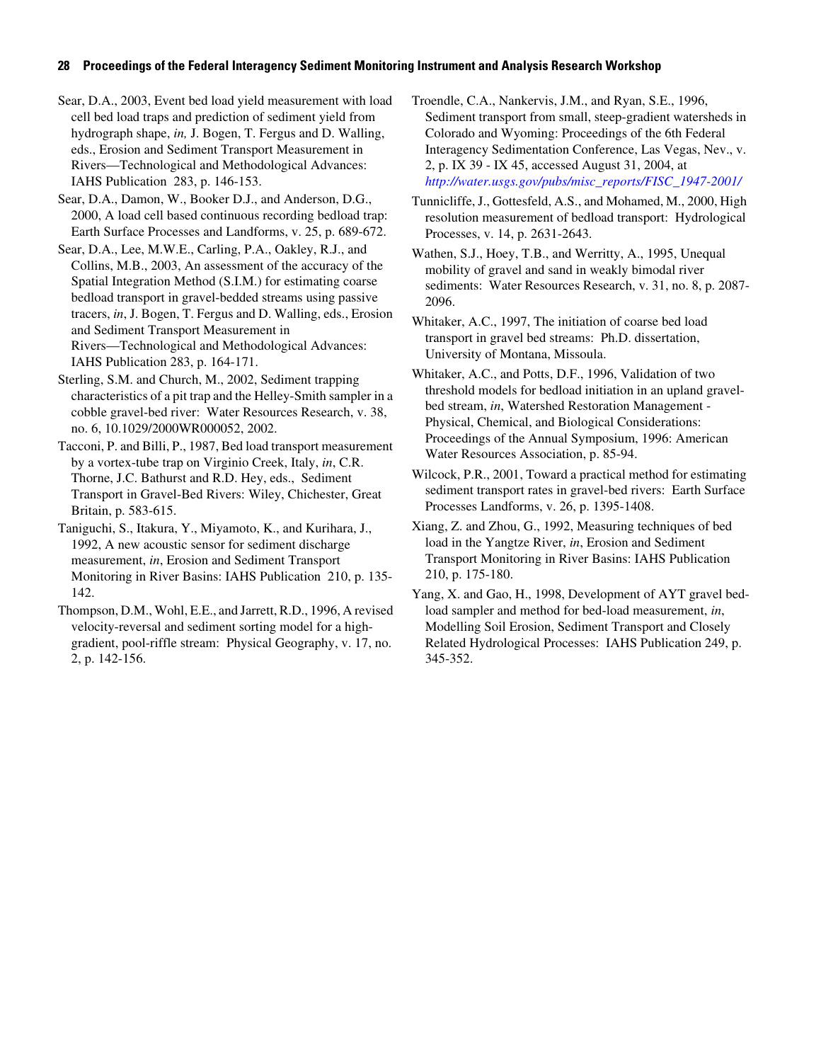Sear, D.A., 2003, Event bed load yield measurement with load cell bed load traps and prediction of sediment yield from hydrograph shape, *in,* J. Bogen, T. Fergus and D. Walling, eds., Erosion and Sediment Transport Measurement in Rivers—Technological and Methodological Advances: IAHS Publication 283, p. 146-153.

Sear, D.A., Damon, W., Booker D.J., and Anderson, D.G., 2000, A load cell based continuous recording bedload trap: Earth Surface Processes and Landforms, v. 25, p. 689-672.

Sear, D.A., Lee, M.W.E., Carling, P.A., Oakley, R.J., and Collins, M.B., 2003, An assessment of the accuracy of the Spatial Integration Method (S.I.M.) for estimating coarse bedload transport in gravel-bedded streams using passive tracers, *in*, J. Bogen, T. Fergus and D. Walling, eds., Erosion and Sediment Transport Measurement in Rivers—Technological and Methodological Advances: IAHS Publication 283, p. 164-171.

Sterling, S.M. and Church, M., 2002, Sediment trapping characteristics of a pit trap and the Helley-Smith sampler in a cobble gravel-bed river: Water Resources Research, v. 38, no. 6, 10.1029/2000WR000052, 2002.

Tacconi, P. and Billi, P., 1987, Bed load transport measurement by a vortex-tube trap on Virginio Creek, Italy, *in*, C.R. Thorne, J.C. Bathurst and R.D. Hey, eds., Sediment Transport in Gravel-Bed Rivers: Wiley, Chichester, Great Britain, p. 583-615.

Taniguchi, S., Itakura, Y., Miyamoto, K., and Kurihara, J., 1992, A new acoustic sensor for sediment discharge measurement, *in*, Erosion and Sediment Transport Monitoring in River Basins: IAHS Publication 210, p. 135-142.

Thompson, D.M., Wohl, E.E., and Jarrett, R.D., 1996, A revised velocity-reversal and sediment sorting model for a high-gradient, pool-riffle stream: Physical Geography, v. 17, no. 2, p. 142-156.

Troendle, C.A., Nankervis, J.M., and Ryan, S.E., 1996, Sediment transport from small, steep-gradient watersheds in Colorado and Wyoming: Proceedings of the 6th Federal Interagency Sedimentation Conference, Las Vegas, Nev., v. 2, p. IX 39 - IX 45, accessed August 31, 2004, at *http://water.usgs.gov/pubs/misc_reports/FISC_1947-2001/*

Tunnicliffe, J., Gottesfeld, A.S., and Mohamed, M., 2000, High resolution measurement of bedload transport: Hydrological Processes, v. 14, p. 2631-2643.

Wathen, S.J., Hoey, T.B., and Werritty, A., 1995, Unequal mobility of gravel and sand in weakly bimodal river sediments: Water Resources Research, v. 31, no. 8, p. 2087-2096.

Whitaker, A.C., 1997, The initiation of coarse bed load transport in gravel bed streams: Ph.D. dissertation, University of Montana, Missoula.

Whitaker, A.C., and Potts, D.F., 1996, Validation of two threshold models for bedload initiation in an upland gravel-bed stream, *in*, Watershed Restoration Management - Physical, Chemical, and Biological Considerations: Proceedings of the Annual Symposium, 1996: American Water Resources Association, p. 85-94.

Wilcock, P.R., 2001, Toward a practical method for estimating sediment transport rates in gravel-bed rivers: Earth Surface Processes Landforms, v. 26, p. 1395-1408.

Xiang, Z. and Zhou, G., 1992, Measuring techniques of bed load in the Yangtze River, *in*, Erosion and Sediment Transport Monitoring in River Basins: IAHS Publication 210, p. 175-180.

Yang, X. and Gao, H., 1998, Development of AYT gravel bed-load sampler and method for bed-load measurement, *in*, Modelling Soil Erosion, Sediment Transport and Closely Related Hydrological Processes: IAHS Publication 249, p. 345-352.